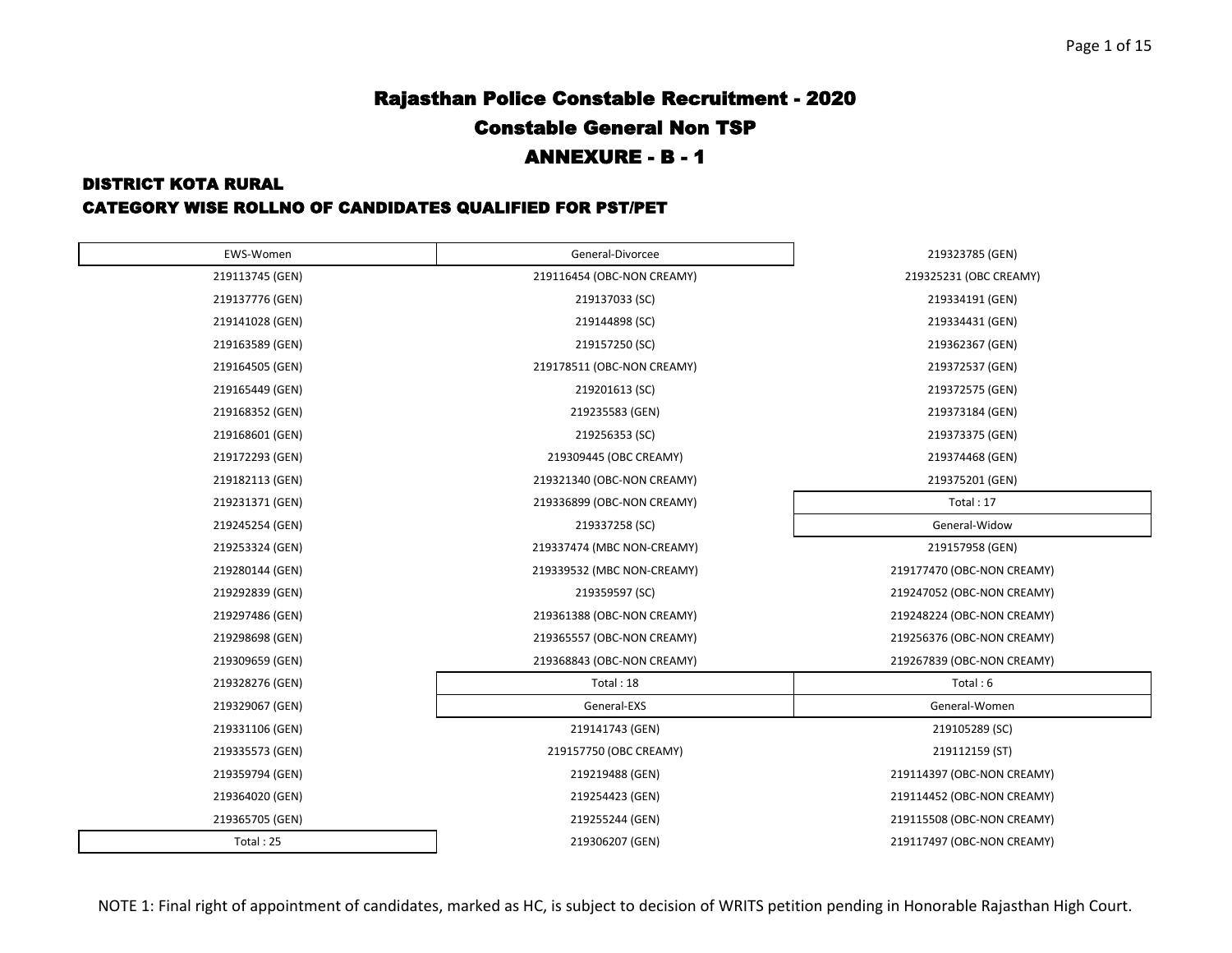# Rajasthan Police Constable Recruitment - 2020

## Constable General Non TSP

## ANNEXURE - B - 1

### DISTRICT KOTA RURAL

### CATEGORY WISE ROLLNO OF CANDIDATES QUALIFIED FOR PST/PET

| EWS-Women |
|---|
| 219113745 (GEN) |
| 219137776 (GEN) |
| 219141028 (GEN) |
| 219163589 (GEN) |
| 219164505 (GEN) |
| 219165449 (GEN) |
| 219168352 (GEN) |
| 219168601 (GEN) |
| 219172293 (GEN) |
| 219182113 (GEN) |
| 219231371 (GEN) |
| 219245254 (GEN) |
| 219253324 (GEN) |
| 219280144 (GEN) |
| 219292839 (GEN) |
| 219297486 (GEN) |
| 219298698 (GEN) |
| 219309659 (GEN) |
| 219328276 (GEN) |
| 219329067 (GEN) |
| 219331106 (GEN) |
| 219335573 (GEN) |
| 219359794 (GEN) |
| 219364020 (GEN) |
| 219365705 (GEN) |
| Total : 25 |

| General-Divorcee |
|---|
| 219116454 (OBC-NON CREAMY) |
| 219137033 (SC) |
| 219144898 (SC) |
| 219157250 (SC) |
| 219178511 (OBC-NON CREAMY) |
| 219201613 (SC) |
| 219235583 (GEN) |
| 219256353 (SC) |
| 219309445 (OBC CREAMY) |
| 219321340 (OBC-NON CREAMY) |
| 219336899 (OBC-NON CREAMY) |
| 219337258 (SC) |
| 219337474 (MBC NON-CREAMY) |
| 219339532 (MBC NON-CREAMY) |
| 219359597 (SC) |
| 219361388 (OBC-NON CREAMY) |
| 219365557 (OBC-NON CREAMY) |
| 219368843 (OBC-NON CREAMY) |
| Total : 18 |

| General-EXS |
|---|
| 219141743 (GEN) |
| 219157750 (OBC CREAMY) |
| 219219488 (GEN) |
| 219254423 (GEN) |
| 219255244 (GEN) |
| 219306207 (GEN) |
| 219323785 (GEN) |
| 219325231 (OBC CREAMY) |
| 219334191 (GEN) |
| 219334431 (GEN) |
| 219362367 (GEN) |
| 219372537 (GEN) |
| 219372575 (GEN) |
| 219373184 (GEN) |
| 219373375 (GEN) |
| 219374468 (GEN) |
| 219375201 (GEN) |
| Total : 17 |

| General-Widow |
|---|
| 219157958 (GEN) |
| 219177470 (OBC-NON CREAMY) |
| 219247052 (OBC-NON CREAMY) |
| 219248224 (OBC-NON CREAMY) |
| 219256376 (OBC-NON CREAMY) |
| 219267839 (OBC-NON CREAMY) |
| Total : 6 |

| General-Women |
|---|
| 219105289 (SC) |
| 219112159 (ST) |
| 219114397 (OBC-NON CREAMY) |
| 219114452 (OBC-NON CREAMY) |
| 219115508 (OBC-NON CREAMY) |
| 219117497 (OBC-NON CREAMY) |

NOTE 1: Final right of appointment of candidates, marked as HC, is subject to decision of WRITS petition pending in Honorable Rajasthan High Court.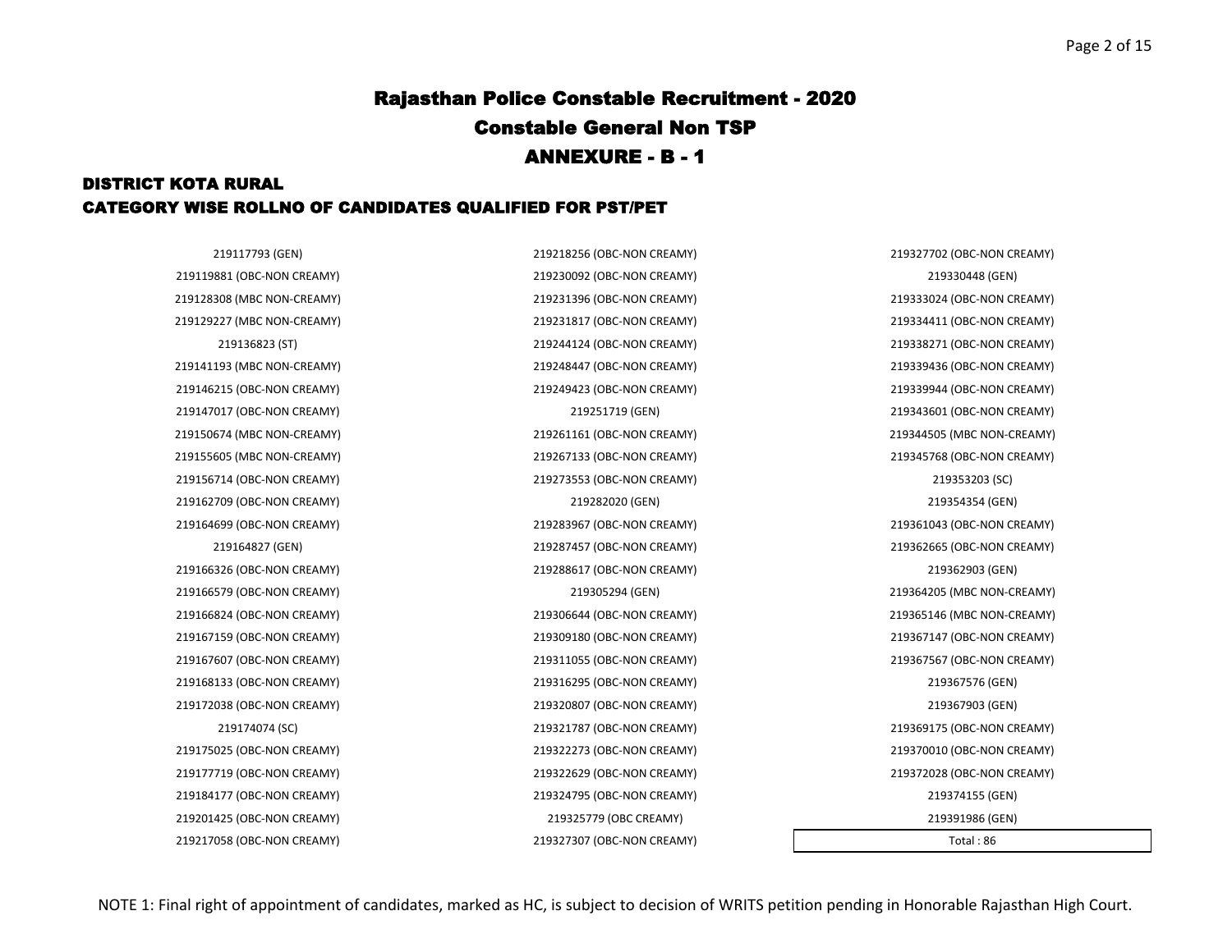# Rajasthan Police Constable Recruitment - 2020

## Constable General Non TSP

## ANNEXURE - B - 1

### DISTRICT KOTA RURAL

### CATEGORY WISE ROLLNO OF CANDIDATES QUALIFIED FOR PST/PET

| | | |
|---|---|---|
| 219117793 (GEN) | 219218256 (OBC-NON CREAMY) | 219327702 (OBC-NON CREAMY) |
| 219119881 (OBC-NON CREAMY) | 219230092 (OBC-NON CREAMY) | 219330448 (GEN) |
| 219128308 (MBC NON-CREAMY) | 219231396 (OBC-NON CREAMY) | 219333024 (OBC-NON CREAMY) |
| 219129227 (MBC NON-CREAMY) | 219231817 (OBC-NON CREAMY) | 219334411 (OBC-NON CREAMY) |
| 219136823 (ST) | 219244124 (OBC-NON CREAMY) | 219338271 (OBC-NON CREAMY) |
| 219141193 (MBC NON-CREAMY) | 219248447 (OBC-NON CREAMY) | 219339436 (OBC-NON CREAMY) |
| 219146215 (OBC-NON CREAMY) | 219249423 (OBC-NON CREAMY) | 219339944 (OBC-NON CREAMY) |
| 219147017 (OBC-NON CREAMY) | 219251719 (GEN) | 219343601 (OBC-NON CREAMY) |
| 219150674 (MBC NON-CREAMY) | 219261161 (OBC-NON CREAMY) | 219344505 (MBC NON-CREAMY) |
| 219155605 (MBC NON-CREAMY) | 219267133 (OBC-NON CREAMY) | 219345768 (OBC-NON CREAMY) |
| 219156714 (OBC-NON CREAMY) | 219273553 (OBC-NON CREAMY) | 219353203 (SC) |
| 219162709 (OBC-NON CREAMY) | 219282020 (GEN) | 219354354 (GEN) |
| 219164699 (OBC-NON CREAMY) | 219283967 (OBC-NON CREAMY) | 219361043 (OBC-NON CREAMY) |
| 219164827 (GEN) | 219287457 (OBC-NON CREAMY) | 219362665 (OBC-NON CREAMY) |
| 219166326 (OBC-NON CREAMY) | 219288617 (OBC-NON CREAMY) | 219362903 (GEN) |
| 219166579 (OBC-NON CREAMY) | 219305294 (GEN) | 219364205 (MBC NON-CREAMY) |
| 219166824 (OBC-NON CREAMY) | 219306644 (OBC-NON CREAMY) | 219365146 (MBC NON-CREAMY) |
| 219167159 (OBC-NON CREAMY) | 219309180 (OBC-NON CREAMY) | 219367147 (OBC-NON CREAMY) |
| 219167607 (OBC-NON CREAMY) | 219311055 (OBC-NON CREAMY) | 219367567 (OBC-NON CREAMY) |
| 219168133 (OBC-NON CREAMY) | 219316295 (OBC-NON CREAMY) | 219367576 (GEN) |
| 219172038 (OBC-NON CREAMY) | 219320807 (OBC-NON CREAMY) | 219367903 (GEN) |
| 219174074 (SC) | 219321787 (OBC-NON CREAMY) | 219369175 (OBC-NON CREAMY) |
| 219175025 (OBC-NON CREAMY) | 219322273 (OBC-NON CREAMY) | 219370010 (OBC-NON CREAMY) |
| 219177719 (OBC-NON CREAMY) | 219322629 (OBC-NON CREAMY) | 219372028 (OBC-NON CREAMY) |
| 219184177 (OBC-NON CREAMY) | 219324795 (OBC-NON CREAMY) | 219374155 (GEN) |
| 219201425 (OBC-NON CREAMY) | 219325779 (OBC CREAMY) | 219391986 (GEN) |
| 219217058 (OBC-NON CREAMY) | 219327307 (OBC-NON CREAMY) | Total : 86 |

NOTE 1: Final right of appointment of candidates, marked as HC, is subject to decision of WRITS petition pending in Honorable Rajasthan High Court.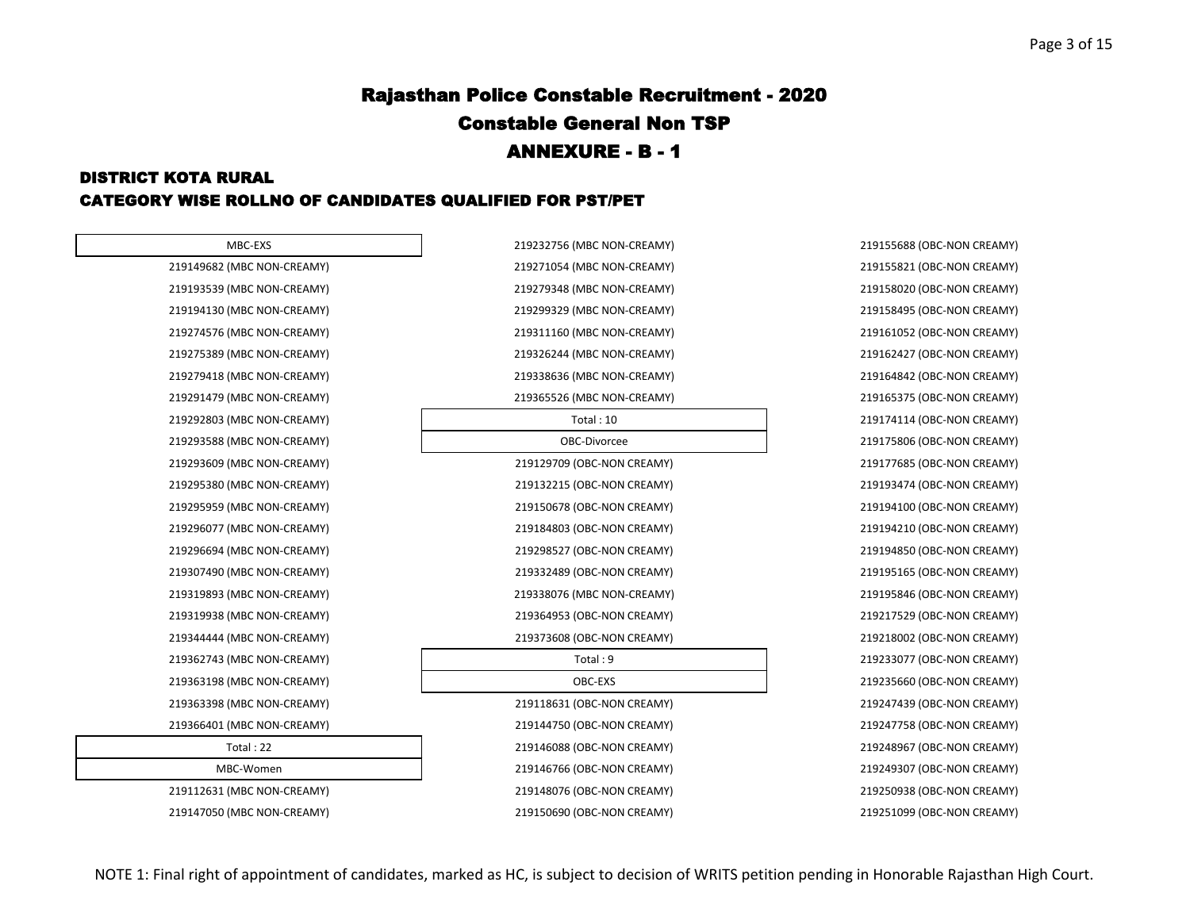# Rajasthan Police Constable Recruitment - 2020

## Constable General Non TSP

## ANNEXURE - B - 1

### DISTRICT KOTA RURAL

### CATEGORY WISE ROLLNO OF CANDIDATES QUALIFIED FOR PST/PET

**MBC-EXS**

219149682 (MBC NON-CREAMY)
219193539 (MBC NON-CREAMY)
219194130 (MBC NON-CREAMY)
219274576 (MBC NON-CREAMY)
219275389 (MBC NON-CREAMY)
219279418 (MBC NON-CREAMY)
219291479 (MBC NON-CREAMY)
219292803 (MBC NON-CREAMY)
219293588 (MBC NON-CREAMY)
219293609 (MBC NON-CREAMY)
219295380 (MBC NON-CREAMY)
219295959 (MBC NON-CREAMY)
219296077 (MBC NON-CREAMY)
219296694 (MBC NON-CREAMY)
219307490 (MBC NON-CREAMY)
219319893 (MBC NON-CREAMY)
219319938 (MBC NON-CREAMY)
219344444 (MBC NON-CREAMY)
219362743 (MBC NON-CREAMY)
219363198 (MBC NON-CREAMY)
219363398 (MBC NON-CREAMY)
219366401 (MBC NON-CREAMY)

Total : 22

**MBC-Women**

219112631 (MBC NON-CREAMY)
219147050 (MBC NON-CREAMY)
219232756 (MBC NON-CREAMY)
219271054 (MBC NON-CREAMY)
219279348 (MBC NON-CREAMY)
219299329 (MBC NON-CREAMY)
219311160 (MBC NON-CREAMY)
219326244 (MBC NON-CREAMY)
219338636 (MBC NON-CREAMY)
219365526 (MBC NON-CREAMY)

Total : 10

**OBC-Divorcee**

219129709 (OBC-NON CREAMY)
219132215 (OBC-NON CREAMY)
219150678 (OBC-NON CREAMY)
219184803 (OBC-NON CREAMY)
219298527 (OBC-NON CREAMY)
219332489 (OBC-NON CREAMY)
219338076 (MBC NON-CREAMY)
219364953 (OBC-NON CREAMY)
219373608 (OBC-NON CREAMY)

Total : 9

**OBC-EXS**

219118631 (OBC-NON CREAMY)
219144750 (OBC-NON CREAMY)
219146088 (OBC-NON CREAMY)
219146766 (OBC-NON CREAMY)
219148076 (OBC-NON CREAMY)
219150690 (OBC-NON CREAMY)
219155688 (OBC-NON CREAMY)
219155821 (OBC-NON CREAMY)
219158020 (OBC-NON CREAMY)
219158495 (OBC-NON CREAMY)
219161052 (OBC-NON CREAMY)
219162427 (OBC-NON CREAMY)
219164842 (OBC-NON CREAMY)
219165375 (OBC-NON CREAMY)
219174114 (OBC-NON CREAMY)
219175806 (OBC-NON CREAMY)
219177685 (OBC-NON CREAMY)
219193474 (OBC-NON CREAMY)
219194100 (OBC-NON CREAMY)
219194210 (OBC-NON CREAMY)
219194850 (OBC-NON CREAMY)
219195165 (OBC-NON CREAMY)
219195846 (OBC-NON CREAMY)
219217529 (OBC-NON CREAMY)
219218002 (OBC-NON CREAMY)
219233077 (OBC-NON CREAMY)
219235660 (OBC-NON CREAMY)
219247439 (OBC-NON CREAMY)
219247758 (OBC-NON CREAMY)
219248967 (OBC-NON CREAMY)
219249307 (OBC-NON CREAMY)
219250938 (OBC-NON CREAMY)
219251099 (OBC-NON CREAMY)

NOTE 1: Final right of appointment of candidates, marked as HC, is subject to decision of WRITS petition pending in Honorable Rajasthan High Court.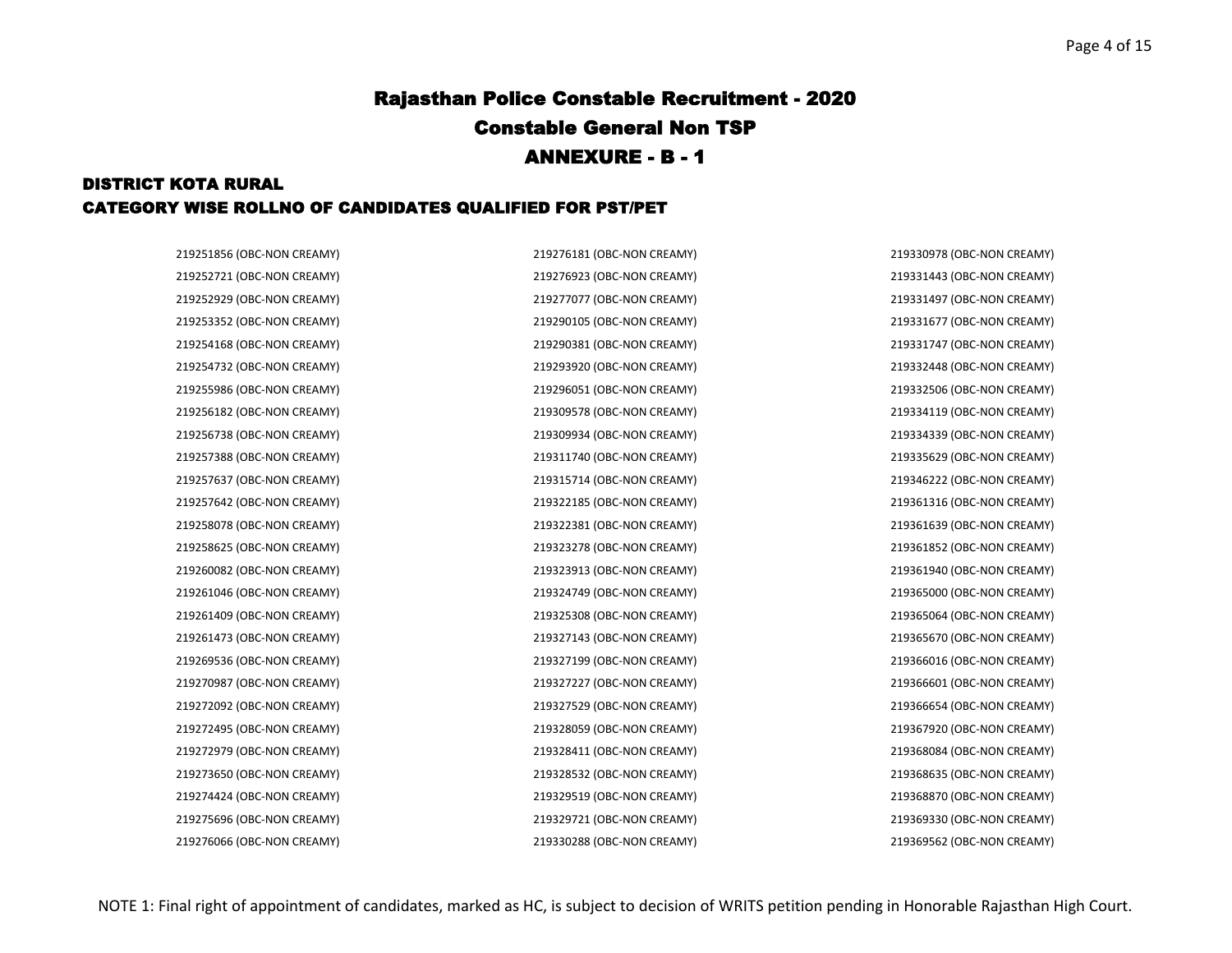# Rajasthan Police Constable Recruitment - 2020

## Constable General Non TSP

## ANNEXURE - B - 1

### DISTRICT KOTA RURAL

### CATEGORY WISE ROLLNO OF CANDIDATES QUALIFIED FOR PST/PET

219251856 (OBC-NON CREAMY)
219252721 (OBC-NON CREAMY)
219252929 (OBC-NON CREAMY)
219253352 (OBC-NON CREAMY)
219254168 (OBC-NON CREAMY)
219254732 (OBC-NON CREAMY)
219255986 (OBC-NON CREAMY)
219256182 (OBC-NON CREAMY)
219256738 (OBC-NON CREAMY)
219257388 (OBC-NON CREAMY)
219257637 (OBC-NON CREAMY)
219257642 (OBC-NON CREAMY)
219258078 (OBC-NON CREAMY)
219258625 (OBC-NON CREAMY)
219260082 (OBC-NON CREAMY)
219261046 (OBC-NON CREAMY)
219261409 (OBC-NON CREAMY)
219261473 (OBC-NON CREAMY)
219269536 (OBC-NON CREAMY)
219270987 (OBC-NON CREAMY)
219272092 (OBC-NON CREAMY)
219272495 (OBC-NON CREAMY)
219272979 (OBC-NON CREAMY)
219273650 (OBC-NON CREAMY)
219274424 (OBC-NON CREAMY)
219275696 (OBC-NON CREAMY)
219276066 (OBC-NON CREAMY)
219276181 (OBC-NON CREAMY)
219276923 (OBC-NON CREAMY)
219277077 (OBC-NON CREAMY)
219290105 (OBC-NON CREAMY)
219290381 (OBC-NON CREAMY)
219293920 (OBC-NON CREAMY)
219296051 (OBC-NON CREAMY)
219309578 (OBC-NON CREAMY)
219309934 (OBC-NON CREAMY)
219311740 (OBC-NON CREAMY)
219315714 (OBC-NON CREAMY)
219322185 (OBC-NON CREAMY)
219322381 (OBC-NON CREAMY)
219323278 (OBC-NON CREAMY)
219323913 (OBC-NON CREAMY)
219324749 (OBC-NON CREAMY)
219325308 (OBC-NON CREAMY)
219327143 (OBC-NON CREAMY)
219327199 (OBC-NON CREAMY)
219327227 (OBC-NON CREAMY)
219327529 (OBC-NON CREAMY)
219328059 (OBC-NON CREAMY)
219328411 (OBC-NON CREAMY)
219328532 (OBC-NON CREAMY)
219329519 (OBC-NON CREAMY)
219329721 (OBC-NON CREAMY)
219330288 (OBC-NON CREAMY)
219330978 (OBC-NON CREAMY)
219331443 (OBC-NON CREAMY)
219331497 (OBC-NON CREAMY)
219331677 (OBC-NON CREAMY)
219331747 (OBC-NON CREAMY)
219332448 (OBC-NON CREAMY)
219332506 (OBC-NON CREAMY)
219334119 (OBC-NON CREAMY)
219334339 (OBC-NON CREAMY)
219335629 (OBC-NON CREAMY)
219346222 (OBC-NON CREAMY)
219361316 (OBC-NON CREAMY)
219361639 (OBC-NON CREAMY)
219361852 (OBC-NON CREAMY)
219361940 (OBC-NON CREAMY)
219365000 (OBC-NON CREAMY)
219365064 (OBC-NON CREAMY)
219365670 (OBC-NON CREAMY)
219366016 (OBC-NON CREAMY)
219366601 (OBC-NON CREAMY)
219366654 (OBC-NON CREAMY)
219367920 (OBC-NON CREAMY)
219368084 (OBC-NON CREAMY)
219368635 (OBC-NON CREAMY)
219368870 (OBC-NON CREAMY)
219369330 (OBC-NON CREAMY)
219369562 (OBC-NON CREAMY)

NOTE 1: Final right of appointment of candidates, marked as HC, is subject to decision of WRITS petition pending in Honorable Rajasthan High Court.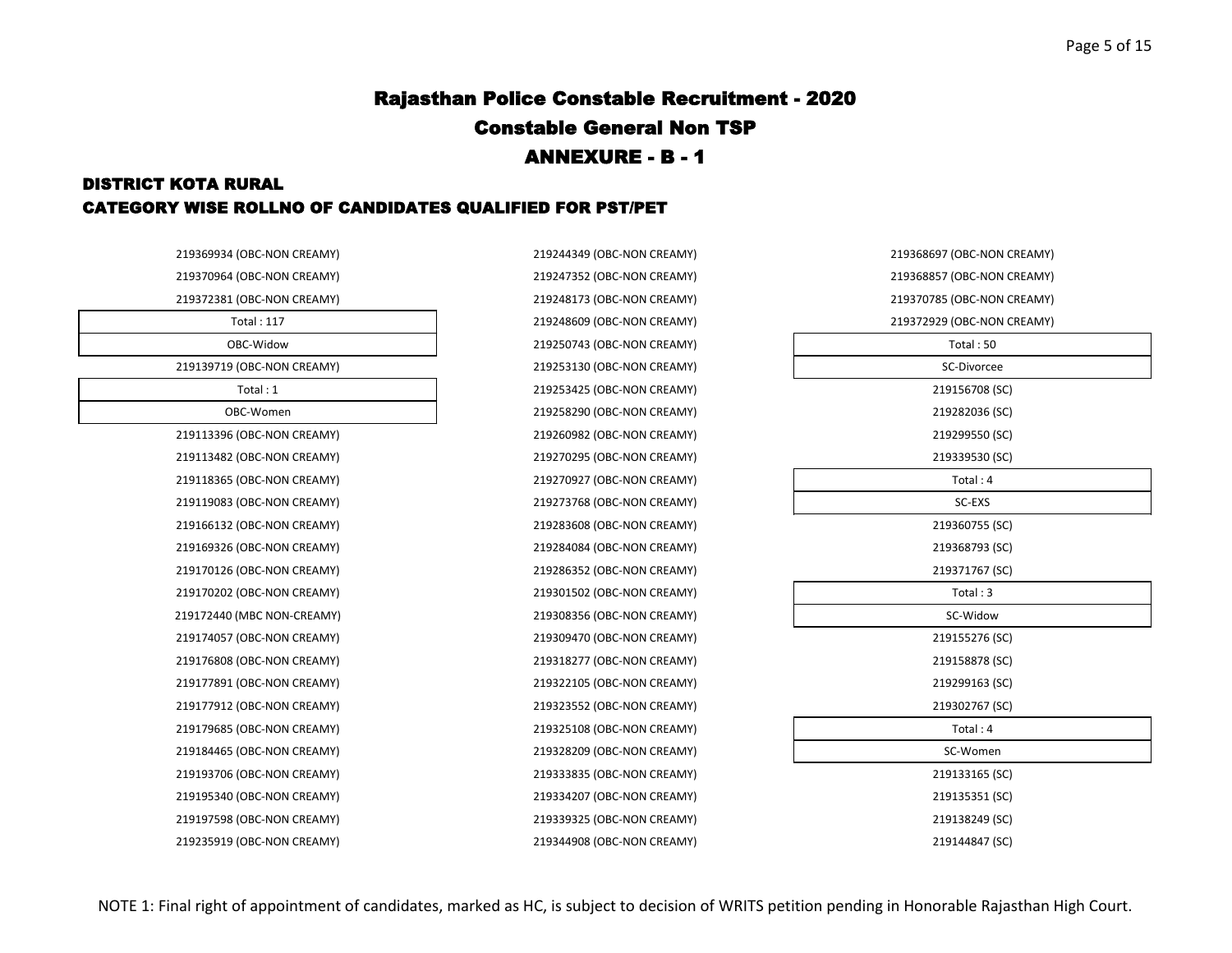# Rajasthan Police Constable Recruitment - 2020

## Constable General Non TSP

## ANNEXURE - B - 1

### DISTRICT KOTA RURAL

### CATEGORY WISE ROLLNO OF CANDIDATES QUALIFIED FOR PST/PET

219369934 (OBC-NON CREAMY)
219370964 (OBC-NON CREAMY)
219372381 (OBC-NON CREAMY)

**Total : 117**

**OBC-Widow**

219139719 (OBC-NON CREAMY)

**Total : 1**

**OBC-Women**

219113396 (OBC-NON CREAMY)
219113482 (OBC-NON CREAMY)
219118365 (OBC-NON CREAMY)
219119083 (OBC-NON CREAMY)
219166132 (OBC-NON CREAMY)
219169326 (OBC-NON CREAMY)
219170126 (OBC-NON CREAMY)
219170202 (OBC-NON CREAMY)
219172440 (MBC NON-CREAMY)
219174057 (OBC-NON CREAMY)
219176808 (OBC-NON CREAMY)
219177891 (OBC-NON CREAMY)
219177912 (OBC-NON CREAMY)
219179685 (OBC-NON CREAMY)
219184465 (OBC-NON CREAMY)
219193706 (OBC-NON CREAMY)
219195340 (OBC-NON CREAMY)
219197598 (OBC-NON CREAMY)
219235919 (OBC-NON CREAMY)
219244349 (OBC-NON CREAMY)
219247352 (OBC-NON CREAMY)
219248173 (OBC-NON CREAMY)
219248609 (OBC-NON CREAMY)
219250743 (OBC-NON CREAMY)
219253130 (OBC-NON CREAMY)
219253425 (OBC-NON CREAMY)
219258290 (OBC-NON CREAMY)
219260982 (OBC-NON CREAMY)
219270295 (OBC-NON CREAMY)
219270927 (OBC-NON CREAMY)
219273768 (OBC-NON CREAMY)
219283608 (OBC-NON CREAMY)
219284084 (OBC-NON CREAMY)
219286352 (OBC-NON CREAMY)
219301502 (OBC-NON CREAMY)
219308356 (OBC-NON CREAMY)
219309470 (OBC-NON CREAMY)
219318277 (OBC-NON CREAMY)
219322105 (OBC-NON CREAMY)
219323552 (OBC-NON CREAMY)
219325108 (OBC-NON CREAMY)
219328209 (OBC-NON CREAMY)
219333835 (OBC-NON CREAMY)
219334207 (OBC-NON CREAMY)
219339325 (OBC-NON CREAMY)
219344908 (OBC-NON CREAMY)
219368697 (OBC-NON CREAMY)
219368857 (OBC-NON CREAMY)
219370785 (OBC-NON CREAMY)
219372929 (OBC-NON CREAMY)

**Total : 50**

**SC-Divorcee**

219156708 (SC)
219282036 (SC)
219299550 (SC)
219339530 (SC)

**Total : 4**

**SC-EXS**

219360755 (SC)
219368793 (SC)
219371767 (SC)

**Total : 3**

**SC-Widow**

219155276 (SC)
219158878 (SC)
219299163 (SC)
219302767 (SC)

**Total : 4**

**SC-Women**

219133165 (SC)
219135351 (SC)
219138249 (SC)
219144847 (SC)

NOTE 1: Final right of appointment of candidates, marked as HC, is subject to decision of WRITS petition pending in Honorable Rajasthan High Court.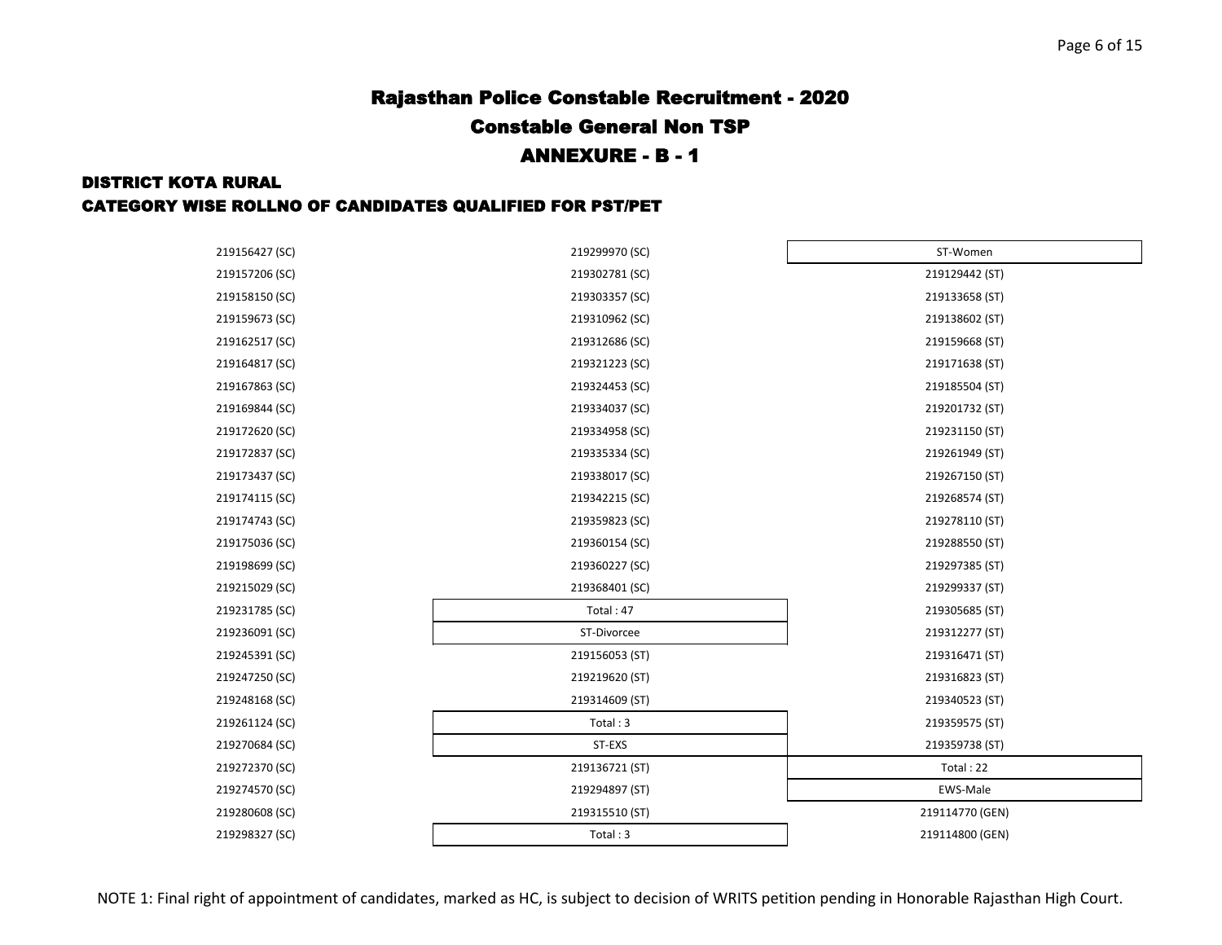# Rajasthan Police Constable Recruitment - 2020

## Constable General Non TSP

## ANNEXURE - B - 1

### DISTRICT KOTA RURAL

### CATEGORY WISE ROLLNO OF CANDIDATES QUALIFIED FOR PST/PET

219156427 (SC)
219157206 (SC)
219158150 (SC)
219159673 (SC)
219162517 (SC)
219164817 (SC)
219167863 (SC)
219169844 (SC)
219172620 (SC)
219172837 (SC)
219173437 (SC)
219174115 (SC)
219174743 (SC)
219175036 (SC)
219198699 (SC)
219215029 (SC)
219231785 (SC)
219236091 (SC)
219245391 (SC)
219247250 (SC)
219248168 (SC)
219261124 (SC)
219270684 (SC)
219272370 (SC)
219274570 (SC)
219280608 (SC)
219298327 (SC)
219299970 (SC)
219302781 (SC)
219303357 (SC)
219310962 (SC)
219312686 (SC)
219321223 (SC)
219324453 (SC)
219334037 (SC)
219334958 (SC)
219335334 (SC)
219338017 (SC)
219342215 (SC)
219359823 (SC)
219360154 (SC)
219360227 (SC)
219368401 (SC)

Total : 47

**ST-Divorcee**

219156053 (ST)
219219620 (ST)
219314609 (ST)

Total : 3

**ST-EXS**

219136721 (ST)
219294897 (ST)
219315510 (ST)

Total : 3

**ST-Women**

219129442 (ST)
219133658 (ST)
219138602 (ST)
219159668 (ST)
219171638 (ST)
219185504 (ST)
219201732 (ST)
219231150 (ST)
219261949 (ST)
219267150 (ST)
219268574 (ST)
219278110 (ST)
219288550 (ST)
219297385 (ST)
219299337 (ST)
219305685 (ST)
219312277 (ST)
219316471 (ST)
219316823 (ST)
219340523 (ST)
219359575 (ST)
219359738 (ST)

Total : 22

**EWS-Male**

219114770 (GEN)
219114800 (GEN)

NOTE 1: Final right of appointment of candidates, marked as HC, is subject to decision of WRITS petition pending in Honorable Rajasthan High Court.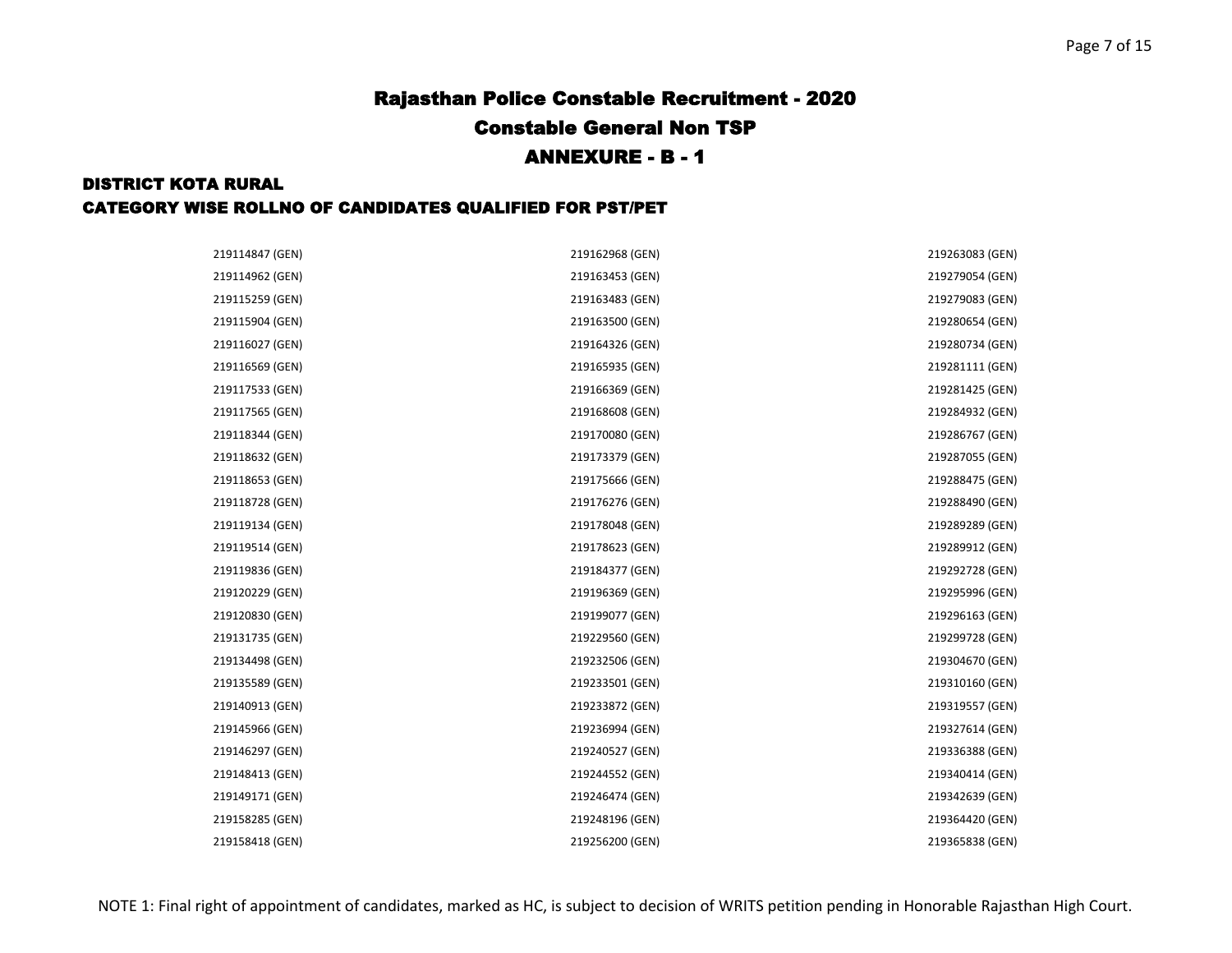# Rajasthan Police Constable Recruitment - 2020

## Constable General Non TSP

## ANNEXURE - B - 1

### DISTRICT KOTA RURAL

### CATEGORY WISE ROLLNO OF CANDIDATES QUALIFIED FOR PST/PET

219114847 (GEN)
219114962 (GEN)
219115259 (GEN)
219115904 (GEN)
219116027 (GEN)
219116569 (GEN)
219117533 (GEN)
219117565 (GEN)
219118344 (GEN)
219118632 (GEN)
219118653 (GEN)
219118728 (GEN)
219119134 (GEN)
219119514 (GEN)
219119836 (GEN)
219120229 (GEN)
219120830 (GEN)
219131735 (GEN)
219134498 (GEN)
219135589 (GEN)
219140913 (GEN)
219145966 (GEN)
219146297 (GEN)
219148413 (GEN)
219149171 (GEN)
219158285 (GEN)
219158418 (GEN)
219162968 (GEN)
219163453 (GEN)
219163483 (GEN)
219163500 (GEN)
219164326 (GEN)
219165935 (GEN)
219166369 (GEN)
219168608 (GEN)
219170080 (GEN)
219173379 (GEN)
219175666 (GEN)
219176276 (GEN)
219178048 (GEN)
219178623 (GEN)
219184377 (GEN)
219196369 (GEN)
219199077 (GEN)
219229560 (GEN)
219232506 (GEN)
219233501 (GEN)
219233872 (GEN)
219236994 (GEN)
219240527 (GEN)
219244552 (GEN)
219246474 (GEN)
219248196 (GEN)
219256200 (GEN)
219263083 (GEN)
219279054 (GEN)
219279083 (GEN)
219280654 (GEN)
219280734 (GEN)
219281111 (GEN)
219281425 (GEN)
219284932 (GEN)
219286767 (GEN)
219287055 (GEN)
219288475 (GEN)
219288490 (GEN)
219289289 (GEN)
219289912 (GEN)
219292728 (GEN)
219295996 (GEN)
219296163 (GEN)
219299728 (GEN)
219304670 (GEN)
219310160 (GEN)
219319557 (GEN)
219327614 (GEN)
219336388 (GEN)
219340414 (GEN)
219342639 (GEN)
219364420 (GEN)
219365838 (GEN)

NOTE 1: Final right of appointment of candidates, marked as HC, is subject to decision of WRITS petition pending in Honorable Rajasthan High Court.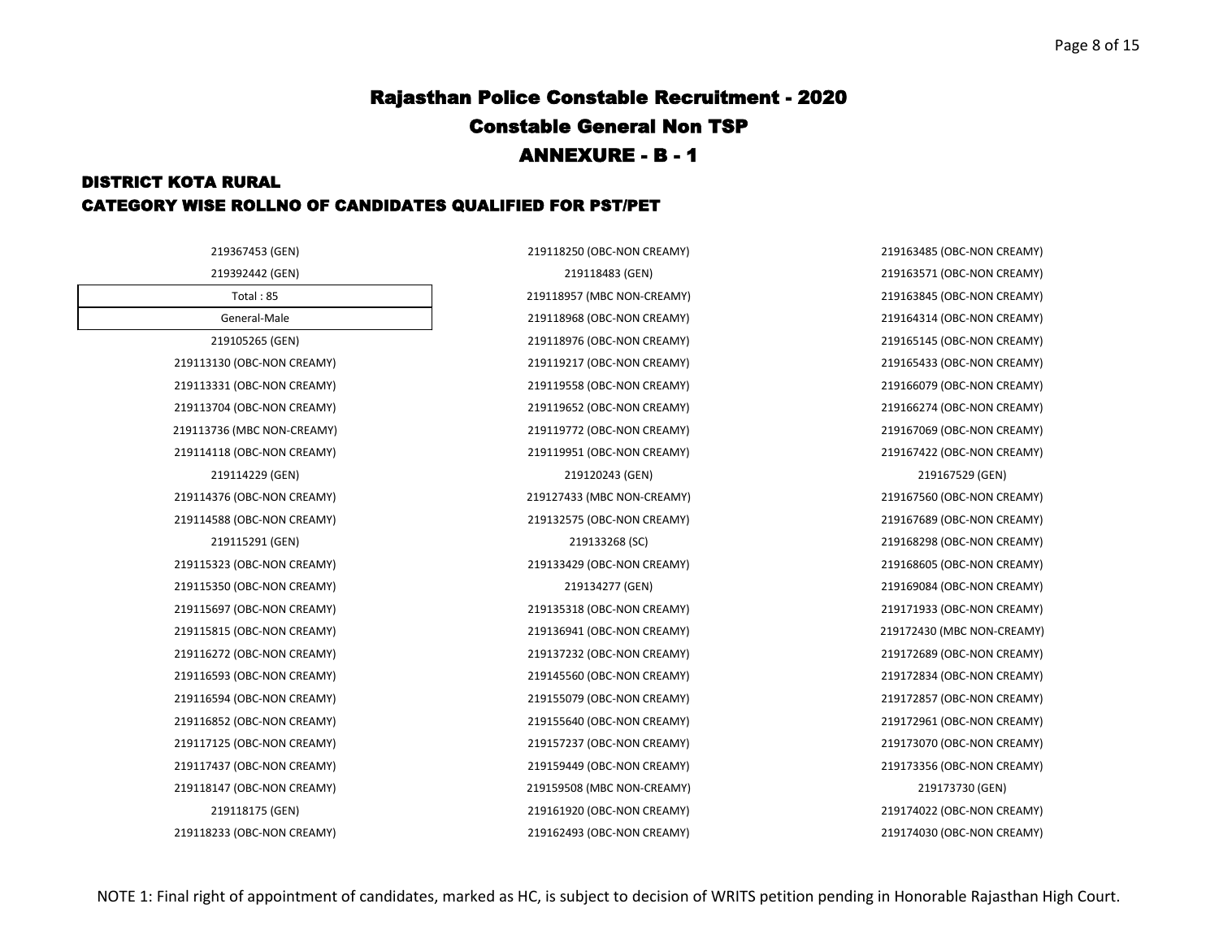# Rajasthan Police Constable Recruitment - 2020

## Constable General Non TSP

## ANNEXURE - B - 1

### DISTRICT KOTA RURAL

### CATEGORY WISE ROLLNO OF CANDIDATES QUALIFIED FOR PST/PET

219367453 (GEN)
219392442 (GEN)

| Total : 85 |
|---|
| General-Male |

219105265 (GEN)
219113130 (OBC-NON CREAMY)
219113331 (OBC-NON CREAMY)
219113704 (OBC-NON CREAMY)
219113736 (MBC NON-CREAMY)
219114118 (OBC-NON CREAMY)
219114229 (GEN)
219114376 (OBC-NON CREAMY)
219114588 (OBC-NON CREAMY)
219115291 (GEN)
219115323 (OBC-NON CREAMY)
219115350 (OBC-NON CREAMY)
219115697 (OBC-NON CREAMY)
219115815 (OBC-NON CREAMY)
219116272 (OBC-NON CREAMY)
219116593 (OBC-NON CREAMY)
219116594 (OBC-NON CREAMY)
219116852 (OBC-NON CREAMY)
219117125 (OBC-NON CREAMY)
219117437 (OBC-NON CREAMY)
219118147 (OBC-NON CREAMY)
219118175 (GEN)
219118233 (OBC-NON CREAMY)
219118250 (OBC-NON CREAMY)
219118483 (GEN)
219118957 (MBC NON-CREAMY)
219118968 (OBC-NON CREAMY)
219118976 (OBC-NON CREAMY)
219119217 (OBC-NON CREAMY)
219119558 (OBC-NON CREAMY)
219119652 (OBC-NON CREAMY)
219119772 (OBC-NON CREAMY)
219119951 (OBC-NON CREAMY)
219120243 (GEN)
219127433 (MBC NON-CREAMY)
219132575 (OBC-NON CREAMY)
219133268 (SC)
219133429 (OBC-NON CREAMY)
219134277 (GEN)
219135318 (OBC-NON CREAMY)
219136941 (OBC-NON CREAMY)
219137232 (OBC-NON CREAMY)
219145560 (OBC-NON CREAMY)
219155079 (OBC-NON CREAMY)
219155640 (OBC-NON CREAMY)
219157237 (OBC-NON CREAMY)
219159449 (OBC-NON CREAMY)
219159508 (MBC NON-CREAMY)
219161920 (OBC-NON CREAMY)
219162493 (OBC-NON CREAMY)
219163485 (OBC-NON CREAMY)
219163571 (OBC-NON CREAMY)
219163845 (OBC-NON CREAMY)
219164314 (OBC-NON CREAMY)
219165145 (OBC-NON CREAMY)
219165433 (OBC-NON CREAMY)
219166079 (OBC-NON CREAMY)
219166274 (OBC-NON CREAMY)
219167069 (OBC-NON CREAMY)
219167422 (OBC-NON CREAMY)
219167529 (GEN)
219167560 (OBC-NON CREAMY)
219167689 (OBC-NON CREAMY)
219168298 (OBC-NON CREAMY)
219168605 (OBC-NON CREAMY)
219169084 (OBC-NON CREAMY)
219171933 (OBC-NON CREAMY)
219172430 (MBC NON-CREAMY)
219172689 (OBC-NON CREAMY)
219172834 (OBC-NON CREAMY)
219172857 (OBC-NON CREAMY)
219172961 (OBC-NON CREAMY)
219173070 (OBC-NON CREAMY)
219173356 (OBC-NON CREAMY)
219173730 (GEN)
219174022 (OBC-NON CREAMY)
219174030 (OBC-NON CREAMY)

NOTE 1: Final right of appointment of candidates, marked as HC, is subject to decision of WRITS petition pending in Honorable Rajasthan High Court.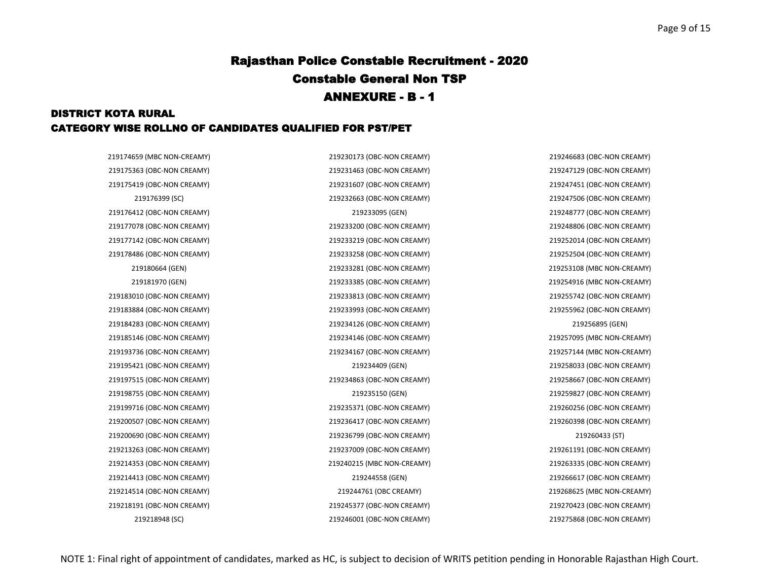# Rajasthan Police Constable Recruitment - 2020

## Constable General Non TSP

## ANNEXURE - B - 1

### DISTRICT KOTA RURAL

### CATEGORY WISE ROLLNO OF CANDIDATES QUALIFIED FOR PST/PET

219174659 (MBC NON-CREAMY)
219175363 (OBC-NON CREAMY)
219175419 (OBC-NON CREAMY)
219176399 (SC)
219176412 (OBC-NON CREAMY)
219177078 (OBC-NON CREAMY)
219177142 (OBC-NON CREAMY)
219178486 (OBC-NON CREAMY)
219180664 (GEN)
219181970 (GEN)
219183010 (OBC-NON CREAMY)
219183884 (OBC-NON CREAMY)
219184283 (OBC-NON CREAMY)
219185146 (OBC-NON CREAMY)
219193736 (OBC-NON CREAMY)
219195421 (OBC-NON CREAMY)
219197515 (OBC-NON CREAMY)
219198755 (OBC-NON CREAMY)
219199716 (OBC-NON CREAMY)
219200507 (OBC-NON CREAMY)
219200690 (OBC-NON CREAMY)
219213263 (OBC-NON CREAMY)
219214353 (OBC-NON CREAMY)
219214413 (OBC-NON CREAMY)
219214514 (OBC-NON CREAMY)
219218191 (OBC-NON CREAMY)
219218948 (SC)
219230173 (OBC-NON CREAMY)
219231463 (OBC-NON CREAMY)
219231607 (OBC-NON CREAMY)
219232663 (OBC-NON CREAMY)
219233095 (GEN)
219233200 (OBC-NON CREAMY)
219233219 (OBC-NON CREAMY)
219233258 (OBC-NON CREAMY)
219233281 (OBC-NON CREAMY)
219233385 (OBC-NON CREAMY)
219233813 (OBC-NON CREAMY)
219233993 (OBC-NON CREAMY)
219234126 (OBC-NON CREAMY)
219234146 (OBC-NON CREAMY)
219234167 (OBC-NON CREAMY)
219234409 (GEN)
219234863 (OBC-NON CREAMY)
219235150 (GEN)
219235371 (OBC-NON CREAMY)
219236417 (OBC-NON CREAMY)
219236799 (OBC-NON CREAMY)
219237009 (OBC-NON CREAMY)
219240215 (MBC NON-CREAMY)
219244558 (GEN)
219244761 (OBC CREAMY)
219245377 (OBC-NON CREAMY)
219246001 (OBC-NON CREAMY)
219246683 (OBC-NON CREAMY)
219247129 (OBC-NON CREAMY)
219247451 (OBC-NON CREAMY)
219247506 (OBC-NON CREAMY)
219248777 (OBC-NON CREAMY)
219248806 (OBC-NON CREAMY)
219252014 (OBC-NON CREAMY)
219252504 (OBC-NON CREAMY)
219253108 (MBC NON-CREAMY)
219254916 (MBC NON-CREAMY)
219255742 (OBC-NON CREAMY)
219255962 (OBC-NON CREAMY)
219256895 (GEN)
219257095 (MBC NON-CREAMY)
219257144 (MBC NON-CREAMY)
219258033 (OBC-NON CREAMY)
219258667 (OBC-NON CREAMY)
219259827 (OBC-NON CREAMY)
219260256 (OBC-NON CREAMY)
219260398 (OBC-NON CREAMY)
219260433 (ST)
219261191 (OBC-NON CREAMY)
219263335 (OBC-NON CREAMY)
219266617 (OBC-NON CREAMY)
219268625 (MBC NON-CREAMY)
219270423 (OBC-NON CREAMY)
219275868 (OBC-NON CREAMY)

NOTE 1: Final right of appointment of candidates, marked as HC, is subject to decision of WRITS petition pending in Honorable Rajasthan High Court.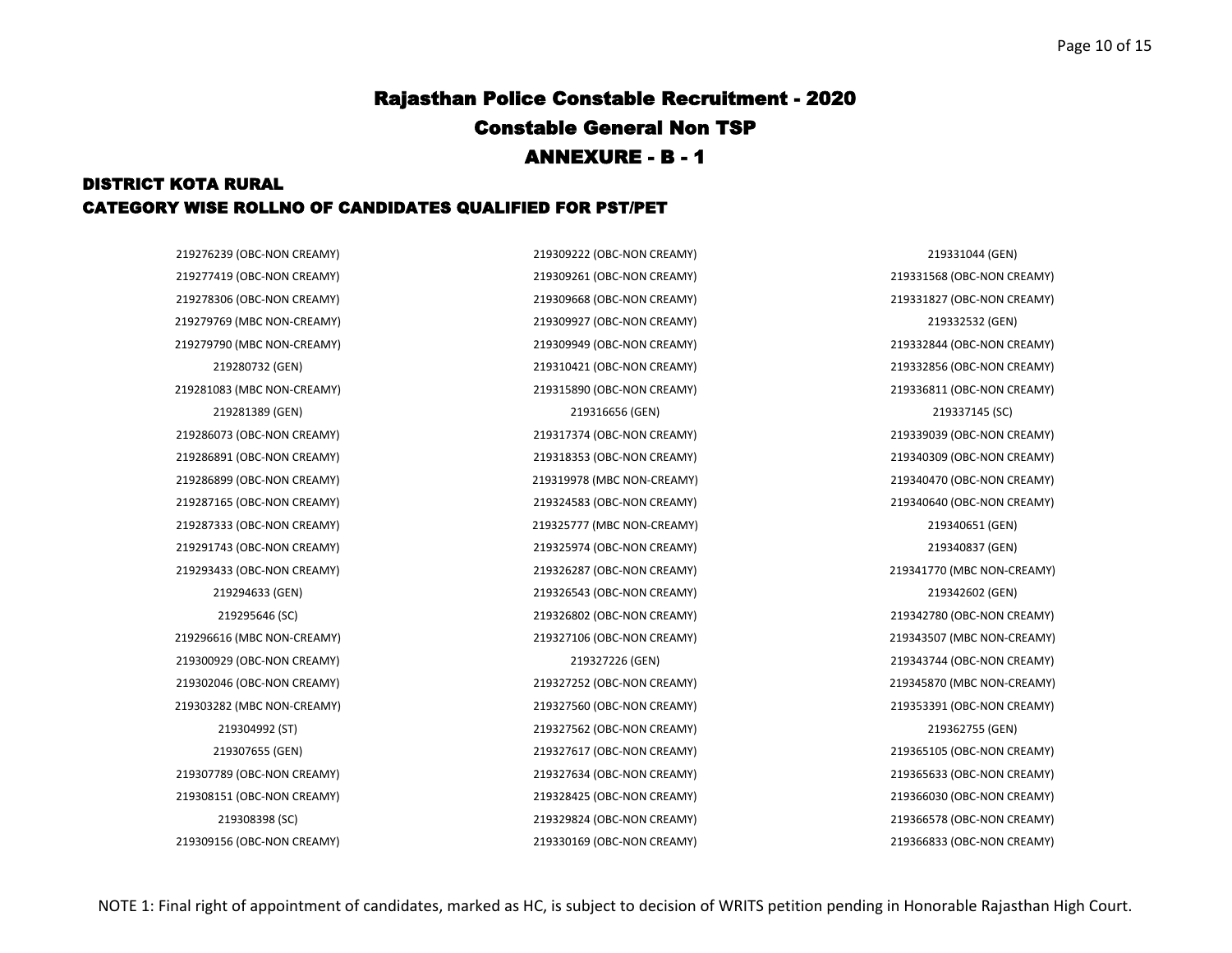# Rajasthan Police Constable Recruitment - 2020

## Constable General Non TSP

## ANNEXURE - B - 1

### DISTRICT KOTA RURAL

### CATEGORY WISE ROLLNO OF CANDIDATES QUALIFIED FOR PST/PET

| | | |
|---|---|---|
| 219276239 (OBC-NON CREAMY) | 219309222 (OBC-NON CREAMY) | 219331044 (GEN) |
| 219277419 (OBC-NON CREAMY) | 219309261 (OBC-NON CREAMY) | 219331568 (OBC-NON CREAMY) |
| 219278306 (OBC-NON CREAMY) | 219309668 (OBC-NON CREAMY) | 219331827 (OBC-NON CREAMY) |
| 219279769 (MBC NON-CREAMY) | 219309927 (OBC-NON CREAMY) | 219332532 (GEN) |
| 219279790 (MBC NON-CREAMY) | 219309949 (OBC-NON CREAMY) | 219332844 (OBC-NON CREAMY) |
| 219280732 (GEN) | 219310421 (OBC-NON CREAMY) | 219332856 (OBC-NON CREAMY) |
| 219281083 (MBC NON-CREAMY) | 219315890 (OBC-NON CREAMY) | 219336811 (OBC-NON CREAMY) |
| 219281389 (GEN) | 219316656 (GEN) | 219337145 (SC) |
| 219286073 (OBC-NON CREAMY) | 219317374 (OBC-NON CREAMY) | 219339039 (OBC-NON CREAMY) |
| 219286891 (OBC-NON CREAMY) | 219318353 (OBC-NON CREAMY) | 219340309 (OBC-NON CREAMY) |
| 219286899 (OBC-NON CREAMY) | 219319978 (MBC NON-CREAMY) | 219340470 (OBC-NON CREAMY) |
| 219287165 (OBC-NON CREAMY) | 219324583 (OBC-NON CREAMY) | 219340640 (OBC-NON CREAMY) |
| 219287333 (OBC-NON CREAMY) | 219325777 (MBC NON-CREAMY) | 219340651 (GEN) |
| 219291743 (OBC-NON CREAMY) | 219325974 (OBC-NON CREAMY) | 219340837 (GEN) |
| 219293433 (OBC-NON CREAMY) | 219326287 (OBC-NON CREAMY) | 219341770 (MBC NON-CREAMY) |
| 219294633 (GEN) | 219326543 (OBC-NON CREAMY) | 219342602 (GEN) |
| 219295646 (SC) | 219326802 (OBC-NON CREAMY) | 219342780 (OBC-NON CREAMY) |
| 219296616 (MBC NON-CREAMY) | 219327106 (OBC-NON CREAMY) | 219343507 (MBC NON-CREAMY) |
| 219300929 (OBC-NON CREAMY) | 219327226 (GEN) | 219343744 (OBC-NON CREAMY) |
| 219302046 (OBC-NON CREAMY) | 219327252 (OBC-NON CREAMY) | 219345870 (MBC NON-CREAMY) |
| 219303282 (MBC NON-CREAMY) | 219327560 (OBC-NON CREAMY) | 219353391 (OBC-NON CREAMY) |
| 219304992 (ST) | 219327562 (OBC-NON CREAMY) | 219362755 (GEN) |
| 219307655 (GEN) | 219327617 (OBC-NON CREAMY) | 219365105 (OBC-NON CREAMY) |
| 219307789 (OBC-NON CREAMY) | 219327634 (OBC-NON CREAMY) | 219365633 (OBC-NON CREAMY) |
| 219308151 (OBC-NON CREAMY) | 219328425 (OBC-NON CREAMY) | 219366030 (OBC-NON CREAMY) |
| 219308398 (SC) | 219329824 (OBC-NON CREAMY) | 219366578 (OBC-NON CREAMY) |
| 219309156 (OBC-NON CREAMY) | 219330169 (OBC-NON CREAMY) | 219366833 (OBC-NON CREAMY) |

NOTE 1: Final right of appointment of candidates, marked as HC, is subject to decision of WRITS petition pending in Honorable Rajasthan High Court.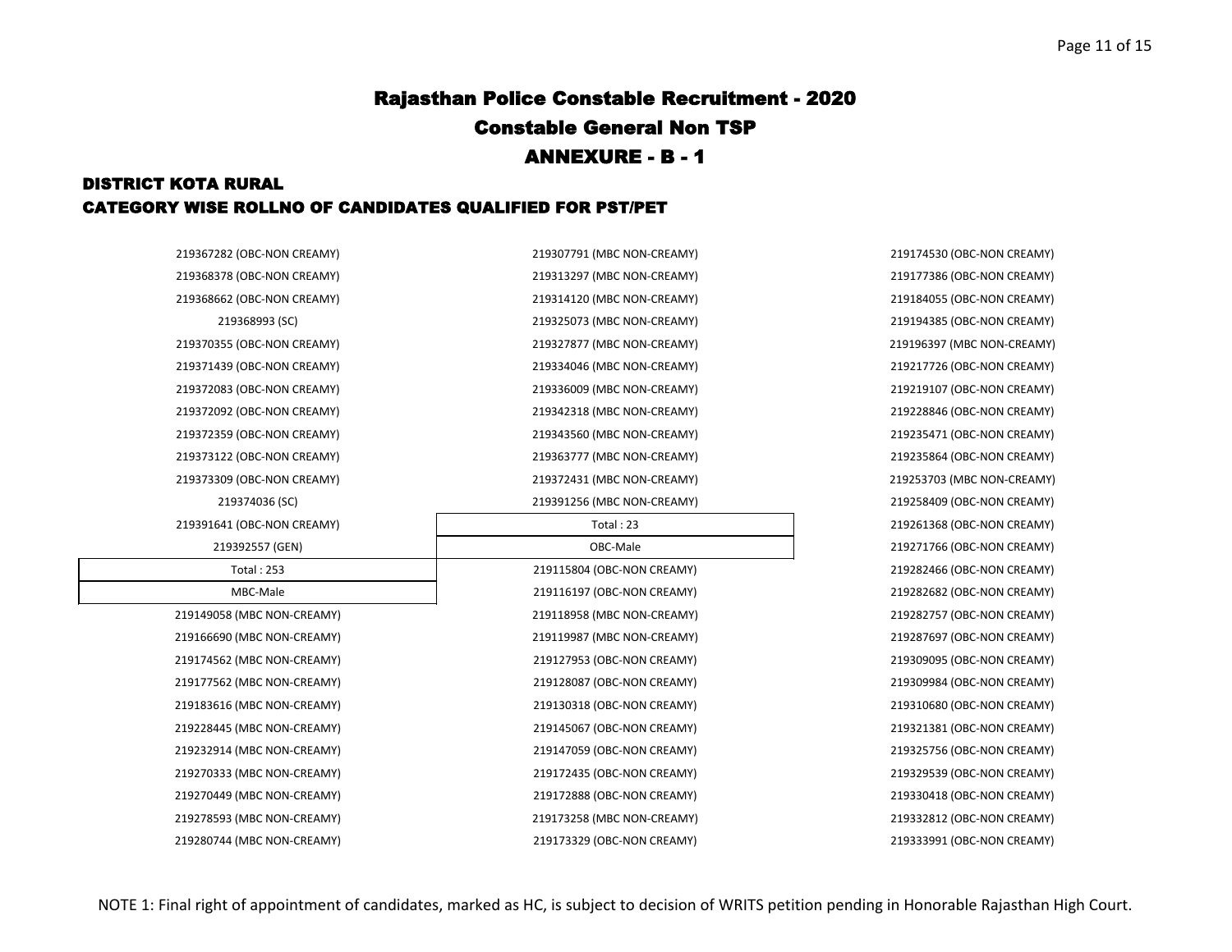# Rajasthan Police Constable Recruitment - 2020

## Constable General Non TSP

## ANNEXURE - B - 1

### DISTRICT KOTA RURAL

### CATEGORY WISE ROLLNO OF CANDIDATES QUALIFIED FOR PST/PET

219367282 (OBC-NON CREAMY)
219368378 (OBC-NON CREAMY)
219368662 (OBC-NON CREAMY)
219368993 (SC)
219370355 (OBC-NON CREAMY)
219371439 (OBC-NON CREAMY)
219372083 (OBC-NON CREAMY)
219372092 (OBC-NON CREAMY)
219372359 (OBC-NON CREAMY)
219373122 (OBC-NON CREAMY)
219373309 (OBC-NON CREAMY)
219374036 (SC)
219391641 (OBC-NON CREAMY)
219392557 (GEN)

Total : 253

**MBC-Male**

219149058 (MBC NON-CREAMY)
219166690 (MBC NON-CREAMY)
219174562 (MBC NON-CREAMY)
219177562 (MBC NON-CREAMY)
219183616 (MBC NON-CREAMY)
219228445 (MBC NON-CREAMY)
219232914 (MBC NON-CREAMY)
219270333 (MBC NON-CREAMY)
219270449 (MBC NON-CREAMY)
219278593 (MBC NON-CREAMY)
219280744 (MBC NON-CREAMY)
219307791 (MBC NON-CREAMY)
219313297 (MBC NON-CREAMY)
219314120 (MBC NON-CREAMY)
219325073 (MBC NON-CREAMY)
219327877 (MBC NON-CREAMY)
219334046 (MBC NON-CREAMY)
219336009 (MBC NON-CREAMY)
219342318 (MBC NON-CREAMY)
219343560 (MBC NON-CREAMY)
219363777 (MBC NON-CREAMY)
219372431 (MBC NON-CREAMY)
219391256 (MBC NON-CREAMY)

Total : 23

**OBC-Male**

219115804 (OBC-NON CREAMY)
219116197 (OBC-NON CREAMY)
219118958 (MBC NON-CREAMY)
219119987 (MBC NON-CREAMY)
219127953 (OBC-NON CREAMY)
219128087 (OBC-NON CREAMY)
219130318 (OBC-NON CREAMY)
219145067 (OBC-NON CREAMY)
219147059 (OBC-NON CREAMY)
219172435 (OBC-NON CREAMY)
219172888 (OBC-NON CREAMY)
219173258 (MBC NON-CREAMY)
219173329 (OBC-NON CREAMY)
219174530 (OBC-NON CREAMY)
219177386 (OBC-NON CREAMY)
219184055 (OBC-NON CREAMY)
219194385 (OBC-NON CREAMY)
219196397 (MBC NON-CREAMY)
219217726 (OBC-NON CREAMY)
219219107 (OBC-NON CREAMY)
219228846 (OBC-NON CREAMY)
219235471 (OBC-NON CREAMY)
219235864 (OBC-NON CREAMY)
219253703 (MBC NON-CREAMY)
219258409 (OBC-NON CREAMY)
219261368 (OBC-NON CREAMY)
219271766 (OBC-NON CREAMY)
219282466 (OBC-NON CREAMY)
219282682 (OBC-NON CREAMY)
219282757 (OBC-NON CREAMY)
219287697 (OBC-NON CREAMY)
219309095 (OBC-NON CREAMY)
219309984 (OBC-NON CREAMY)
219310680 (OBC-NON CREAMY)
219321381 (OBC-NON CREAMY)
219325756 (OBC-NON CREAMY)
219329539 (OBC-NON CREAMY)
219330418 (OBC-NON CREAMY)
219332812 (OBC-NON CREAMY)
219333991 (OBC-NON CREAMY)

NOTE 1: Final right of appointment of candidates, marked as HC, is subject to decision of WRITS petition pending in Honorable Rajasthan High Court.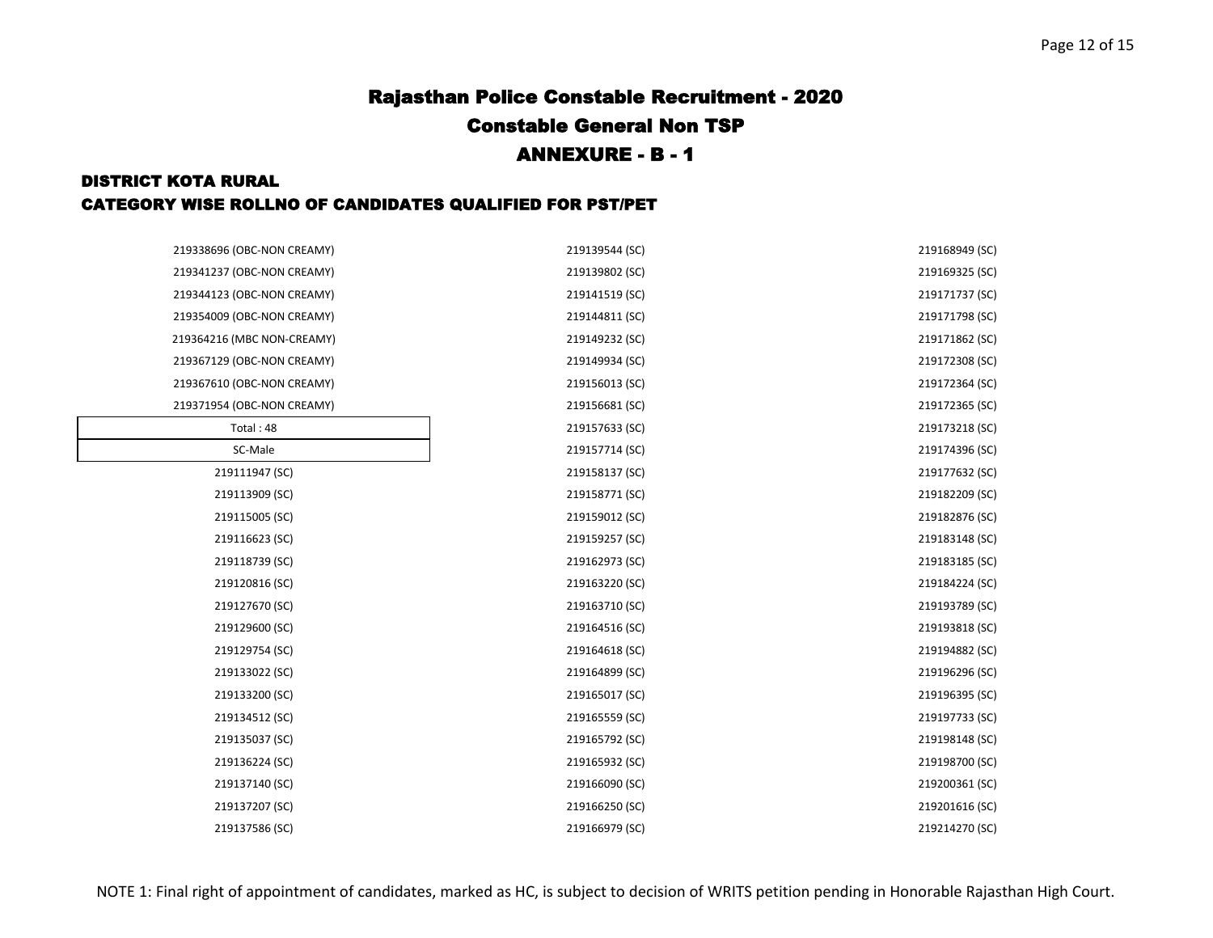# Rajasthan Police Constable Recruitment - 2020

## Constable General Non TSP

## ANNEXURE - B - 1

### DISTRICT KOTA RURAL

### CATEGORY WISE ROLLNO OF CANDIDATES QUALIFIED FOR PST/PET

219338696 (OBC-NON CREAMY)
219341237 (OBC-NON CREAMY)
219344123 (OBC-NON CREAMY)
219354009 (OBC-NON CREAMY)
219364216 (MBC NON-CREAMY)
219367129 (OBC-NON CREAMY)
219367610 (OBC-NON CREAMY)
219371954 (OBC-NON CREAMY)

Total : 48

SC-Male

219111947 (SC)
219113909 (SC)
219115005 (SC)
219116623 (SC)
219118739 (SC)
219120816 (SC)
219127670 (SC)
219129600 (SC)
219129754 (SC)
219133022 (SC)
219133200 (SC)
219134512 (SC)
219135037 (SC)
219136224 (SC)
219137140 (SC)
219137207 (SC)
219137586 (SC)
219139544 (SC)
219139802 (SC)
219141519 (SC)
219144811 (SC)
219149232 (SC)
219149934 (SC)
219156013 (SC)
219156681 (SC)
219157633 (SC)
219157714 (SC)
219158137 (SC)
219158771 (SC)
219159012 (SC)
219159257 (SC)
219162973 (SC)
219163220 (SC)
219163710 (SC)
219164516 (SC)
219164618 (SC)
219164899 (SC)
219165017 (SC)
219165559 (SC)
219165792 (SC)
219165932 (SC)
219166090 (SC)
219166250 (SC)
219166979 (SC)
219168949 (SC)
219169325 (SC)
219171737 (SC)
219171798 (SC)
219171862 (SC)
219172308 (SC)
219172364 (SC)
219172365 (SC)
219173218 (SC)
219174396 (SC)
219177632 (SC)
219182209 (SC)
219182876 (SC)
219183148 (SC)
219183185 (SC)
219184224 (SC)
219193789 (SC)
219193818 (SC)
219194882 (SC)
219196296 (SC)
219196395 (SC)
219197733 (SC)
219198148 (SC)
219198700 (SC)
219200361 (SC)
219201616 (SC)
219214270 (SC)

NOTE 1: Final right of appointment of candidates, marked as HC, is subject to decision of WRITS petition pending in Honorable Rajasthan High Court.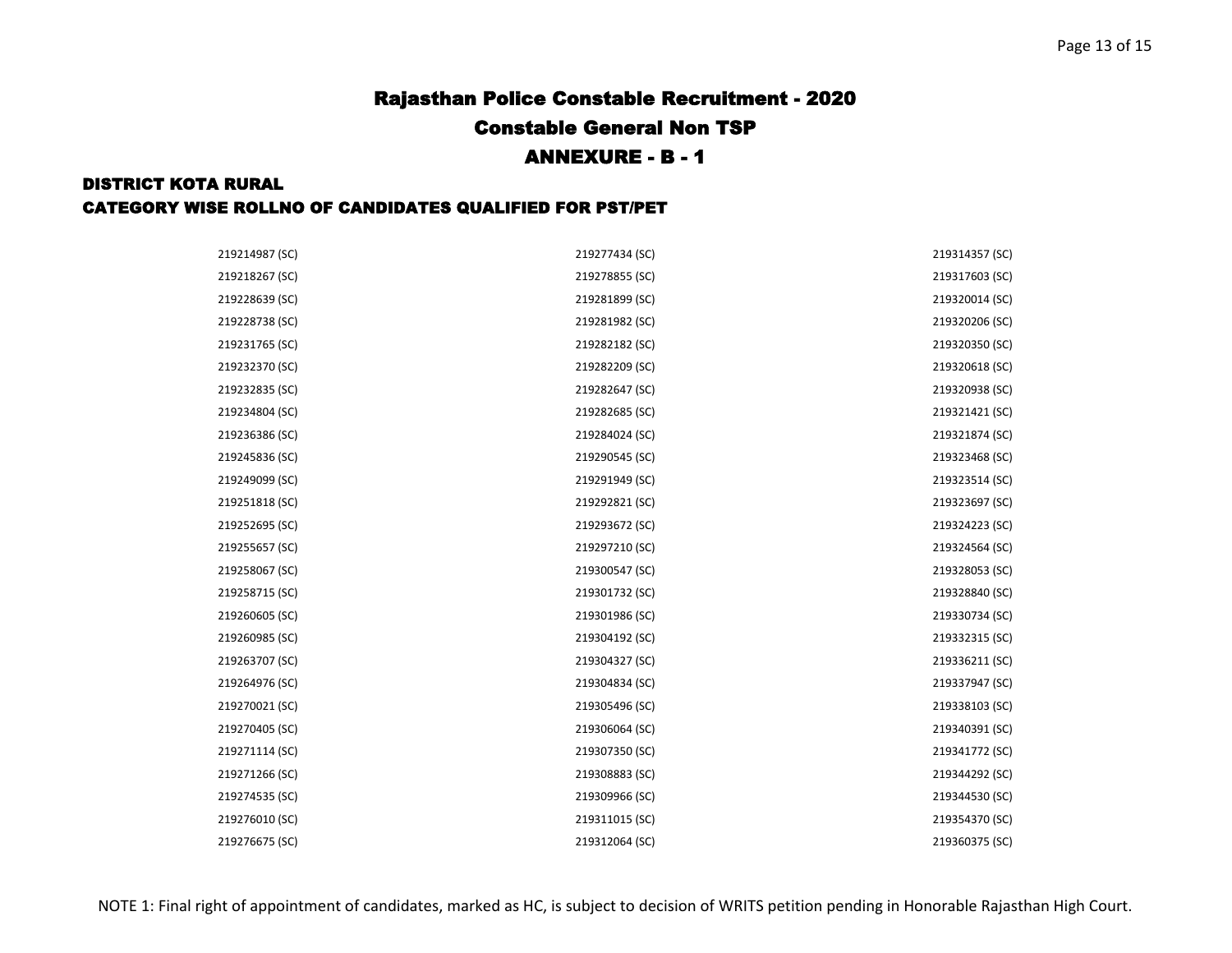# Rajasthan Police Constable Recruitment - 2020

## Constable General Non TSP

## ANNEXURE - B - 1

### DISTRICT KOTA RURAL

### CATEGORY WISE ROLLNO OF CANDIDATES QUALIFIED FOR PST/PET

| | | |
|---|---|---|
| 219214987 (SC) | 219277434 (SC) | 219314357 (SC) |
| 219218267 (SC) | 219278855 (SC) | 219317603 (SC) |
| 219228639 (SC) | 219281899 (SC) | 219320014 (SC) |
| 219228738 (SC) | 219281982 (SC) | 219320206 (SC) |
| 219231765 (SC) | 219282182 (SC) | 219320350 (SC) |
| 219232370 (SC) | 219282209 (SC) | 219320618 (SC) |
| 219232835 (SC) | 219282647 (SC) | 219320938 (SC) |
| 219234804 (SC) | 219282685 (SC) | 219321421 (SC) |
| 219236386 (SC) | 219284024 (SC) | 219321874 (SC) |
| 219245836 (SC) | 219290545 (SC) | 219323468 (SC) |
| 219249099 (SC) | 219291949 (SC) | 219323514 (SC) |
| 219251818 (SC) | 219292821 (SC) | 219323697 (SC) |
| 219252695 (SC) | 219293672 (SC) | 219324223 (SC) |
| 219255657 (SC) | 219297210 (SC) | 219324564 (SC) |
| 219258067 (SC) | 219300547 (SC) | 219328053 (SC) |
| 219258715 (SC) | 219301732 (SC) | 219328840 (SC) |
| 219260605 (SC) | 219301986 (SC) | 219330734 (SC) |
| 219260985 (SC) | 219304192 (SC) | 219332315 (SC) |
| 219263707 (SC) | 219304327 (SC) | 219336211 (SC) |
| 219264976 (SC) | 219304834 (SC) | 219337947 (SC) |
| 219270021 (SC) | 219305496 (SC) | 219338103 (SC) |
| 219270405 (SC) | 219306064 (SC) | 219340391 (SC) |
| 219271114 (SC) | 219307350 (SC) | 219341772 (SC) |
| 219271266 (SC) | 219308883 (SC) | 219344292 (SC) |
| 219274535 (SC) | 219309966 (SC) | 219344530 (SC) |
| 219276010 (SC) | 219311015 (SC) | 219354370 (SC) |
| 219276675 (SC) | 219312064 (SC) | 219360375 (SC) |

NOTE 1: Final right of appointment of candidates, marked as HC, is subject to decision of WRITS petition pending in Honorable Rajasthan High Court.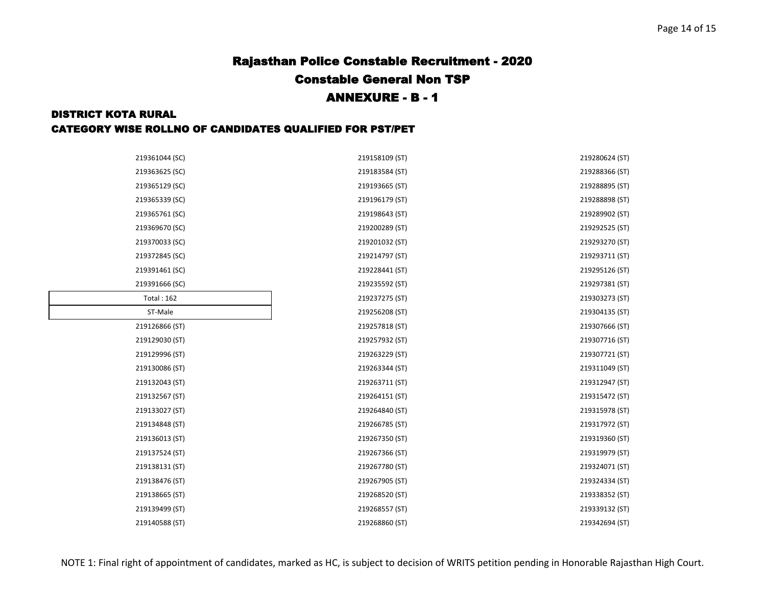# Rajasthan Police Constable Recruitment - 2020

## Constable General Non TSP

## ANNEXURE - B - 1

### DISTRICT KOTA RURAL

### CATEGORY WISE ROLLNO OF CANDIDATES QUALIFIED FOR PST/PET

219361044 (SC)
219363625 (SC)
219365129 (SC)
219365339 (SC)
219365761 (SC)
219369670 (SC)
219370033 (SC)
219372845 (SC)
219391461 (SC)
219391666 (SC)

Total : 162

ST-Male

219126866 (ST)
219129030 (ST)
219129996 (ST)
219130086 (ST)
219132043 (ST)
219132567 (ST)
219133027 (ST)
219134848 (ST)
219136013 (ST)
219137524 (ST)
219138131 (ST)
219138476 (ST)
219138665 (ST)
219139499 (ST)
219140588 (ST)
219158109 (ST)
219183584 (ST)
219193665 (ST)
219196179 (ST)
219198643 (ST)
219200289 (ST)
219201032 (ST)
219214797 (ST)
219228441 (ST)
219235592 (ST)
219237275 (ST)
219256208 (ST)
219257818 (ST)
219257932 (ST)
219263229 (ST)
219263344 (ST)
219263711 (ST)
219264151 (ST)
219264840 (ST)
219266785 (ST)
219267350 (ST)
219267366 (ST)
219267780 (ST)
219267905 (ST)
219268520 (ST)
219268557 (ST)
219268860 (ST)
219280624 (ST)
219288366 (ST)
219288895 (ST)
219288898 (ST)
219289902 (ST)
219292525 (ST)
219293270 (ST)
219293711 (ST)
219295126 (ST)
219297381 (ST)
219303273 (ST)
219304135 (ST)
219307666 (ST)
219307716 (ST)
219307721 (ST)
219311049 (ST)
219312947 (ST)
219315472 (ST)
219315978 (ST)
219317972 (ST)
219319360 (ST)
219319979 (ST)
219324071 (ST)
219324334 (ST)
219338352 (ST)
219339132 (ST)
219342694 (ST)

NOTE 1: Final right of appointment of candidates, marked as HC, is subject to decision of WRITS petition pending in Honorable Rajasthan High Court.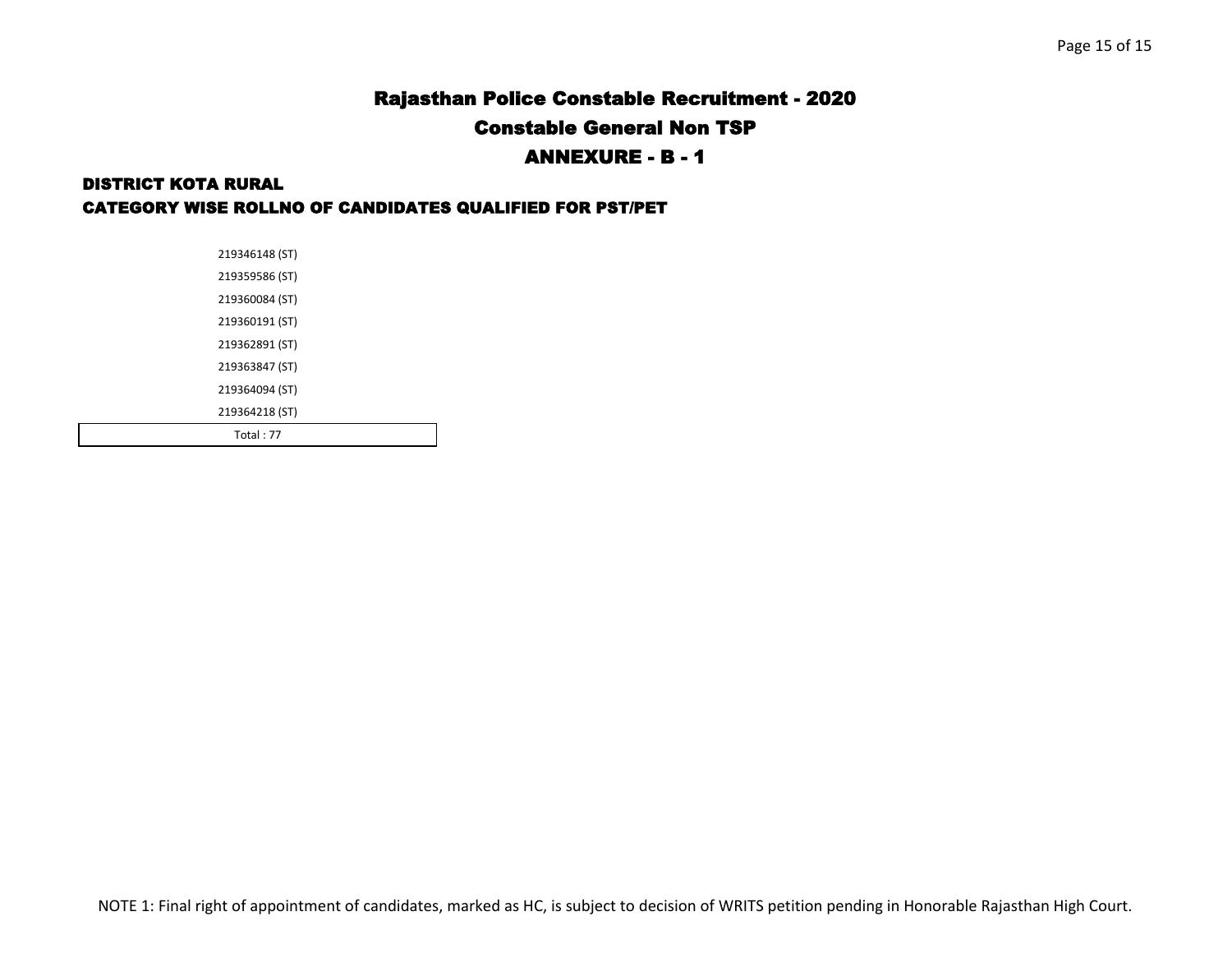# Rajasthan Police Constable Recruitment - 2020

## Constable General Non TSP

## ANNEXURE - B - 1

### DISTRICT KOTA RURAL

### CATEGORY WISE ROLLNO OF CANDIDATES QUALIFIED FOR PST/PET

219346148 (ST)

219359586 (ST)

219360084 (ST)

219360191 (ST)

219362891 (ST)

219363847 (ST)

219364094 (ST)

219364218 (ST)

Total : 77

NOTE 1: Final right of appointment of candidates, marked as HC, is subject to decision of WRITS petition pending in Honorable Rajasthan High Court.